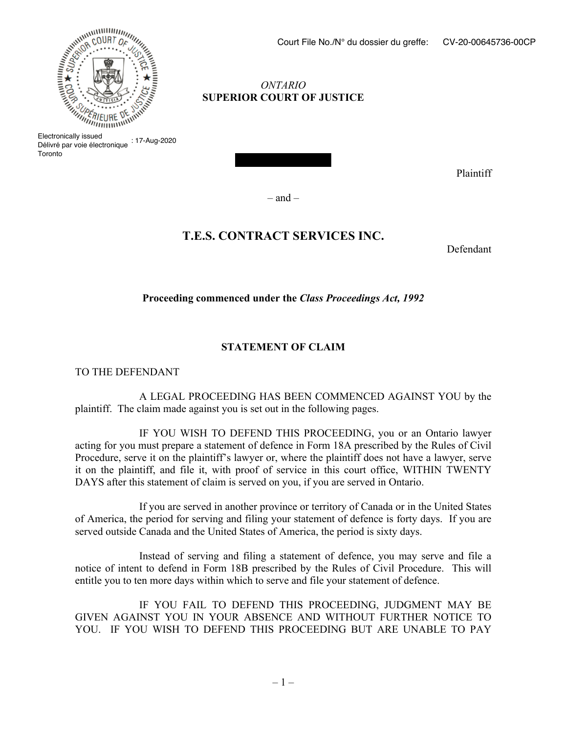Court File No./N° du dossier du greffe: CV-20-00645736-00CP

Electronically issued
Délivré par voie électronique : 17-Aug-2020
Toronto

*ONTARIO*
**SUPERIOR COURT OF JUSTICE**

Plaintiff

– and –

**T.E.S. CONTRACT SERVICES INC.**

Defendant

**Proceeding commenced under the *Class Proceedings Act, 1992***

**STATEMENT OF CLAIM**

TO THE DEFENDANT

A LEGAL PROCEEDING HAS BEEN COMMENCED AGAINST YOU by the plaintiff. The claim made against you is set out in the following pages.

IF YOU WISH TO DEFEND THIS PROCEEDING, you or an Ontario lawyer acting for you must prepare a statement of defence in Form 18A prescribed by the Rules of Civil Procedure, serve it on the plaintiff's lawyer or, where the plaintiff does not have a lawyer, serve it on the plaintiff, and file it, with proof of service in this court office, WITHIN TWENTY DAYS after this statement of claim is served on you, if you are served in Ontario.

If you are served in another province or territory of Canada or in the United States of America, the period for serving and filing your statement of defence is forty days. If you are served outside Canada and the United States of America, the period is sixty days.

Instead of serving and filing a statement of defence, you may serve and file a notice of intent to defend in Form 18B prescribed by the Rules of Civil Procedure. This will entitle you to ten more days within which to serve and file your statement of defence.

IF YOU FAIL TO DEFEND THIS PROCEEDING, JUDGMENT MAY BE GIVEN AGAINST YOU IN YOUR ABSENCE AND WITHOUT FURTHER NOTICE TO YOU. IF YOU WISH TO DEFEND THIS PROCEEDING BUT ARE UNABLE TO PAY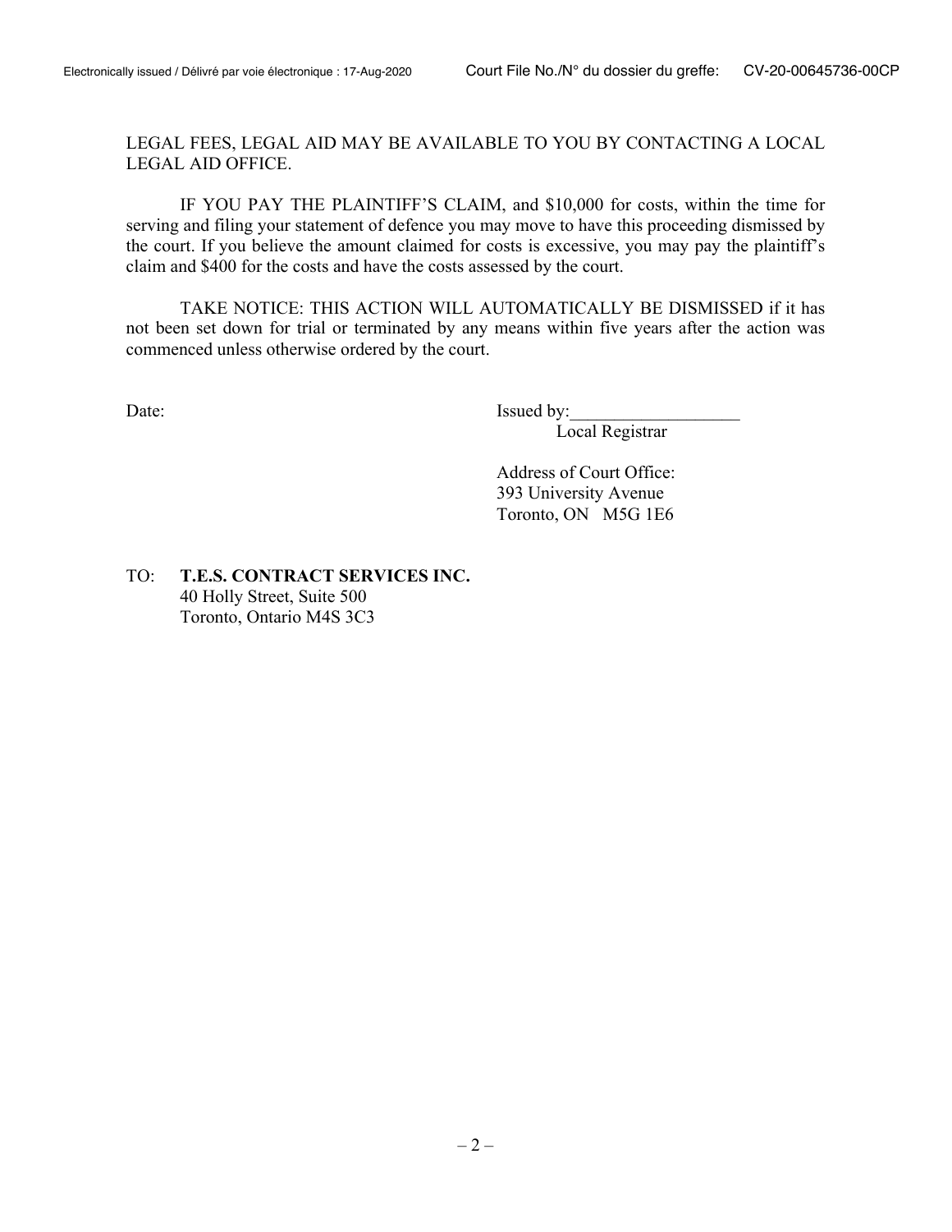LEGAL FEES, LEGAL AID MAY BE AVAILABLE TO YOU BY CONTACTING A LOCAL LEGAL AID OFFICE.

IF YOU PAY THE PLAINTIFF'S CLAIM, and $10,000 for costs, within the time for serving and filing your statement of defence you may move to have this proceeding dismissed by the court. If you believe the amount claimed for costs is excessive, you may pay the plaintiff's claim and $400 for the costs and have the costs assessed by the court.

TAKE NOTICE: THIS ACTION WILL AUTOMATICALLY BE DISMISSED if it has not been set down for trial or terminated by any means within five years after the action was commenced unless otherwise ordered by the court.

Date:

Issued by:___________________
Local Registrar

Address of Court Office:
393 University Avenue
Toronto, ON M5G 1E6

TO: **T.E.S. CONTRACT SERVICES INC.**
40 Holly Street, Suite 500
Toronto, Ontario M4S 3C3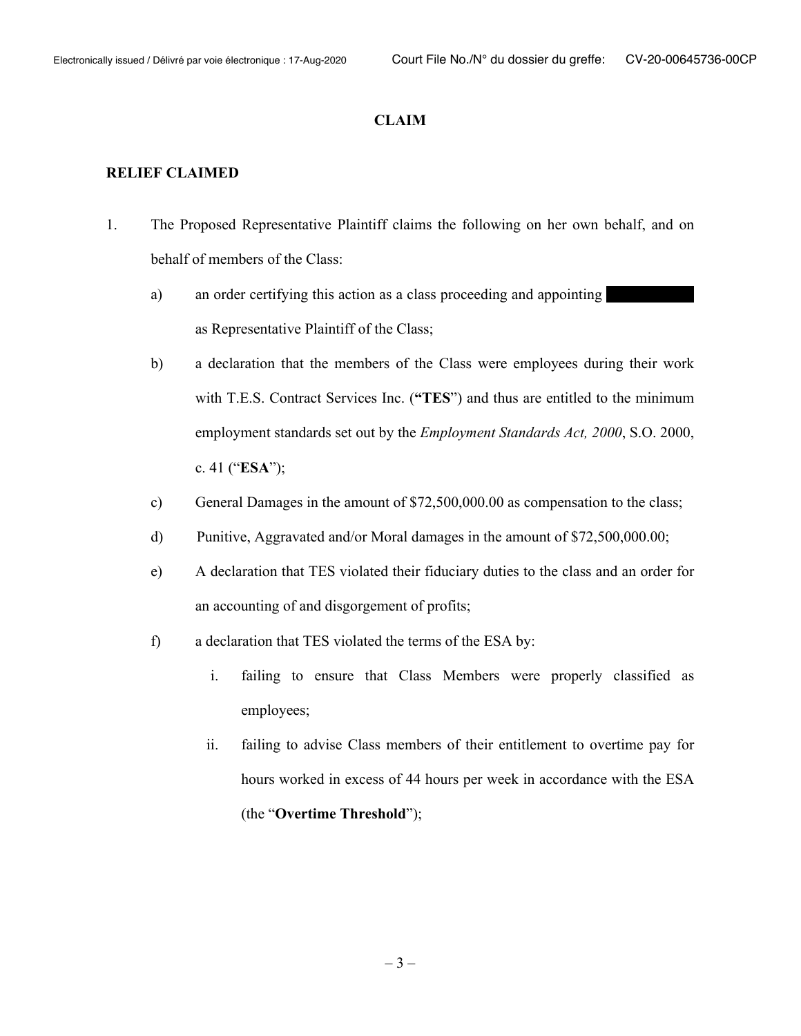## CLAIM

### RELIEF CLAIMED

1. The Proposed Representative Plaintiff claims the following on her own behalf, and on behalf of members of the Class:

   a) an order certifying this action as a class proceeding and appointing [redacted] as Representative Plaintiff of the Class;

   b) a declaration that the members of the Class were employees during their work with T.E.S. Contract Services Inc. (**"TES"**) and thus are entitled to the minimum employment standards set out by the *Employment Standards Act, 2000*, S.O. 2000, c. 41 ("**ESA**");

   c) General Damages in the amount of $72,500,000.00 as compensation to the class;

   d) Punitive, Aggravated and/or Moral damages in the amount of $72,500,000.00;

   e) A declaration that TES violated their fiduciary duties to the class and an order for an accounting of and disgorgement of profits;

   f) a declaration that TES violated the terms of the ESA by:

      i. failing to ensure that Class Members were properly classified as employees;

      ii. failing to advise Class members of their entitlement to overtime pay for hours worked in excess of 44 hours per week in accordance with the ESA (the "**Overtime Threshold**");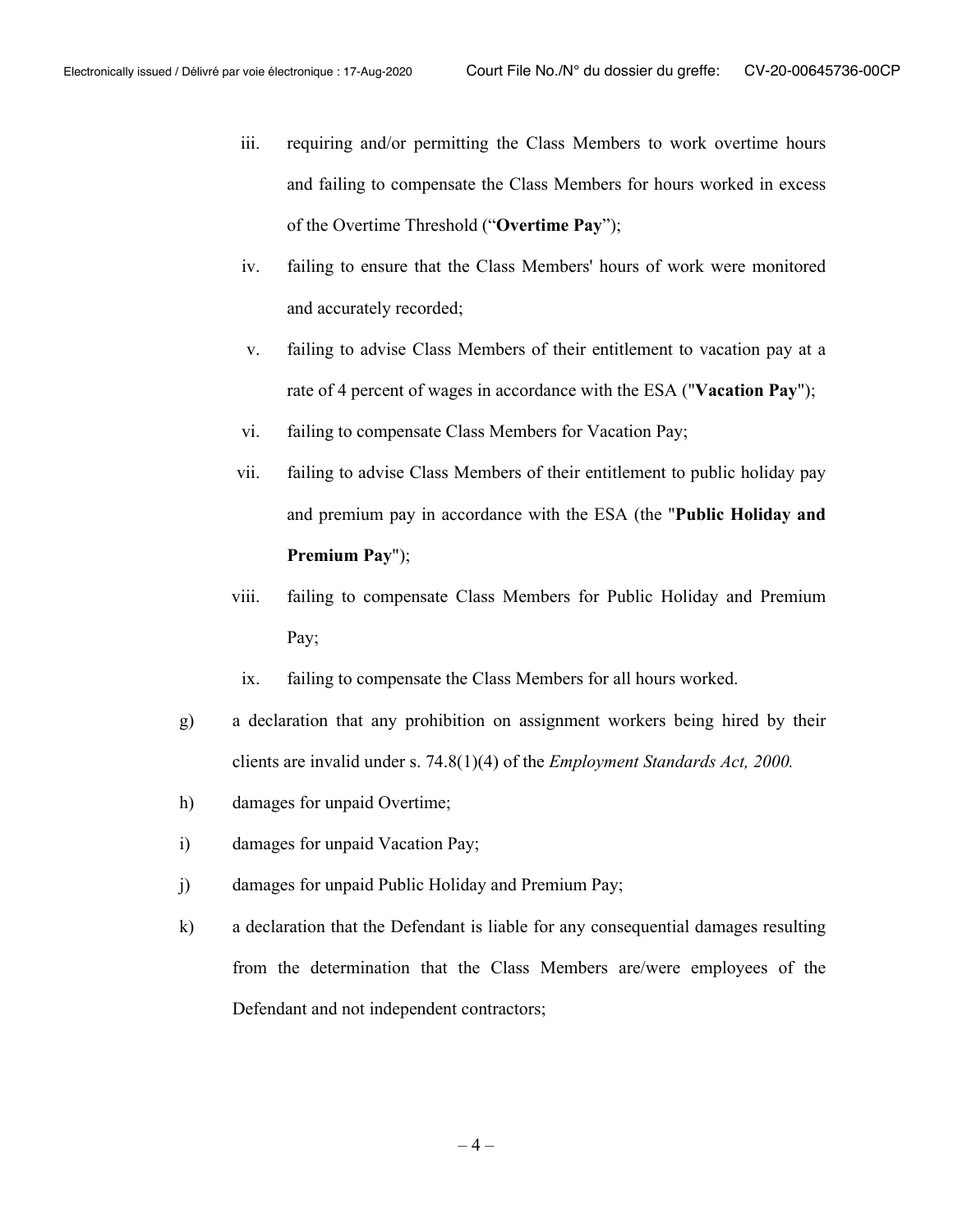iii. requiring and/or permitting the Class Members to work overtime hours and failing to compensate the Class Members for hours worked in excess of the Overtime Threshold ("**Overtime Pay**");

iv. failing to ensure that the Class Members' hours of work were monitored and accurately recorded;

v. failing to advise Class Members of their entitlement to vacation pay at a rate of 4 percent of wages in accordance with the ESA ("**Vacation Pay**");

vi. failing to compensate Class Members for Vacation Pay;

vii. failing to advise Class Members of their entitlement to public holiday pay and premium pay in accordance with the ESA (the "**Public Holiday and Premium Pay**");

viii. failing to compensate Class Members for Public Holiday and Premium Pay;

ix. failing to compensate the Class Members for all hours worked.

g) a declaration that any prohibition on assignment workers being hired by their clients are invalid under s. 74.8(1)(4) of the *Employment Standards Act, 2000.*

h) damages for unpaid Overtime;

i) damages for unpaid Vacation Pay;

j) damages for unpaid Public Holiday and Premium Pay;

k) a declaration that the Defendant is liable for any consequential damages resulting from the determination that the Class Members are/were employees of the Defendant and not independent contractors;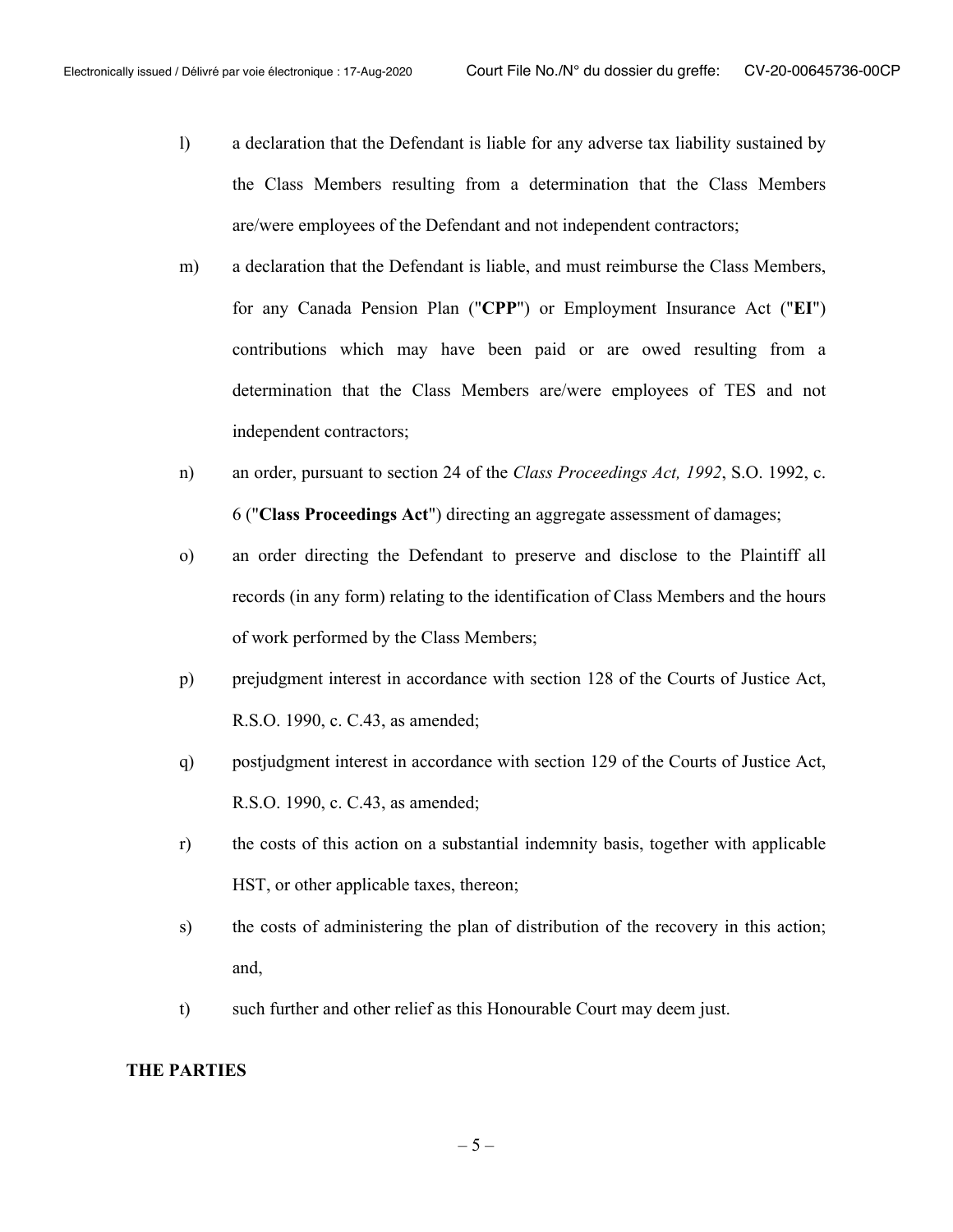l) a declaration that the Defendant is liable for any adverse tax liability sustained by the Class Members resulting from a determination that the Class Members are/were employees of the Defendant and not independent contractors;

m) a declaration that the Defendant is liable, and must reimburse the Class Members, for any Canada Pension Plan ("**CPP**") or Employment Insurance Act ("**EI**") contributions which may have been paid or are owed resulting from a determination that the Class Members are/were employees of TES and not independent contractors;

n) an order, pursuant to section 24 of the *Class Proceedings Act, 1992*, S.O. 1992, c. 6 ("**Class Proceedings Act**") directing an aggregate assessment of damages;

o) an order directing the Defendant to preserve and disclose to the Plaintiff all records (in any form) relating to the identification of Class Members and the hours of work performed by the Class Members;

p) prejudgment interest in accordance with section 128 of the Courts of Justice Act, R.S.O. 1990, c. C.43, as amended;

q) postjudgment interest in accordance with section 129 of the Courts of Justice Act, R.S.O. 1990, c. C.43, as amended;

r) the costs of this action on a substantial indemnity basis, together with applicable HST, or other applicable taxes, thereon;

s) the costs of administering the plan of distribution of the recovery in this action; and,

t) such further and other relief as this Honourable Court may deem just.

**THE PARTIES**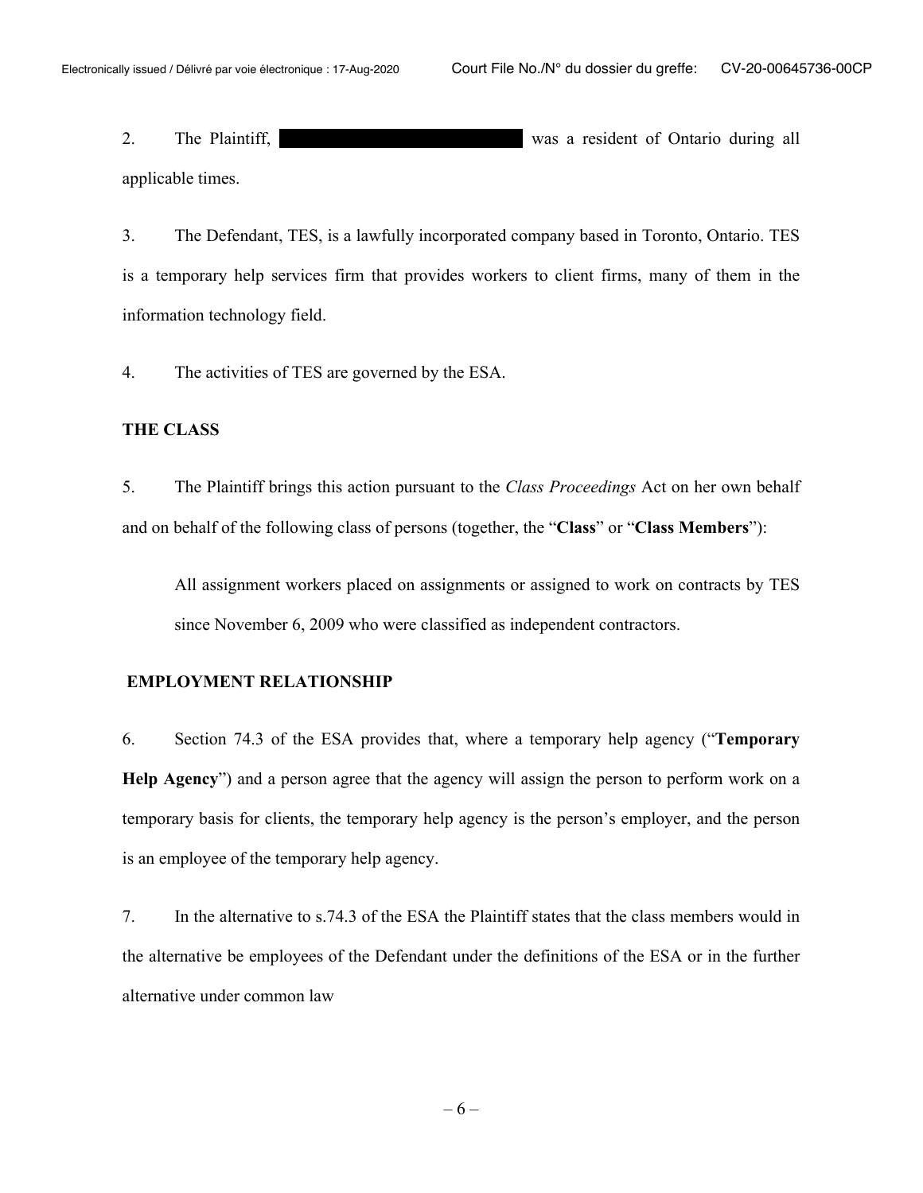2. The Plaintiff, ██████████████ was a resident of Ontario during all applicable times.

3. The Defendant, TES, is a lawfully incorporated company based in Toronto, Ontario. TES is a temporary help services firm that provides workers to client firms, many of them in the information technology field.

4. The activities of TES are governed by the ESA.

## THE CLASS

5. The Plaintiff brings this action pursuant to the *Class Proceedings* Act on her own behalf and on behalf of the following class of persons (together, the "**Class**" or "**Class Members**"):

> All assignment workers placed on assignments or assigned to work on contracts by TES since November 6, 2009 who were classified as independent contractors.

## EMPLOYMENT RELATIONSHIP

6. Section 74.3 of the ESA provides that, where a temporary help agency ("**Temporary Help Agency**") and a person agree that the agency will assign the person to perform work on a temporary basis for clients, the temporary help agency is the person's employer, and the person is an employee of the temporary help agency.

7. In the alternative to s.74.3 of the ESA the Plaintiff states that the class members would in the alternative be employees of the Defendant under the definitions of the ESA or in the further alternative under common law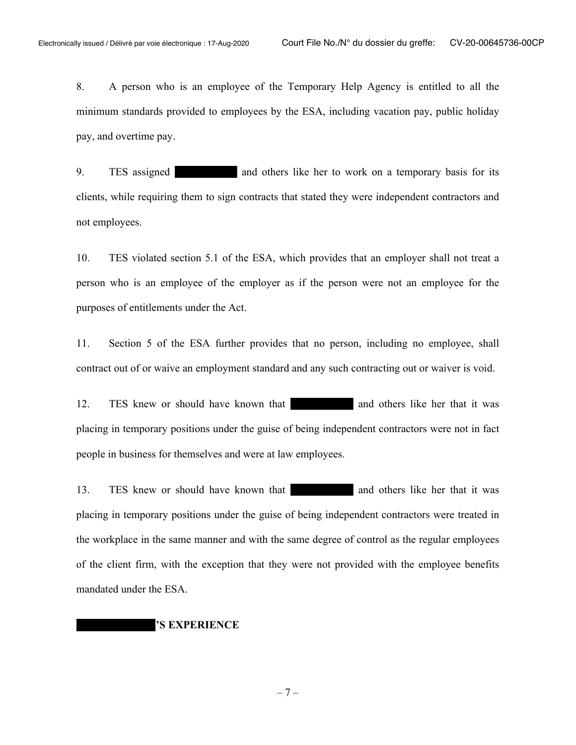8. A person who is an employee of the Temporary Help Agency is entitled to all the minimum standards provided to employees by the ESA, including vacation pay, public holiday pay, and overtime pay.

9. TES assigned [REDACTED] and others like her to work on a temporary basis for its clients, while requiring them to sign contracts that stated they were independent contractors and not employees.

10. TES violated section 5.1 of the ESA, which provides that an employer shall not treat a person who is an employee of the employer as if the person were not an employee for the purposes of entitlements under the Act.

11. Section 5 of the ESA further provides that no person, including no employee, shall contract out of or waive an employment standard and any such contracting out or waiver is void.

12. TES knew or should have known that [REDACTED] and others like her that it was placing in temporary positions under the guise of being independent contractors were not in fact people in business for themselves and were at law employees.

13. TES knew or should have known that [REDACTED] and others like her that it was placing in temporary positions under the guise of being independent contractors were treated in the workplace in the same manner and with the same degree of control as the regular employees of the client firm, with the exception that they were not provided with the employee benefits mandated under the ESA.

**[REDACTED]'S EXPERIENCE**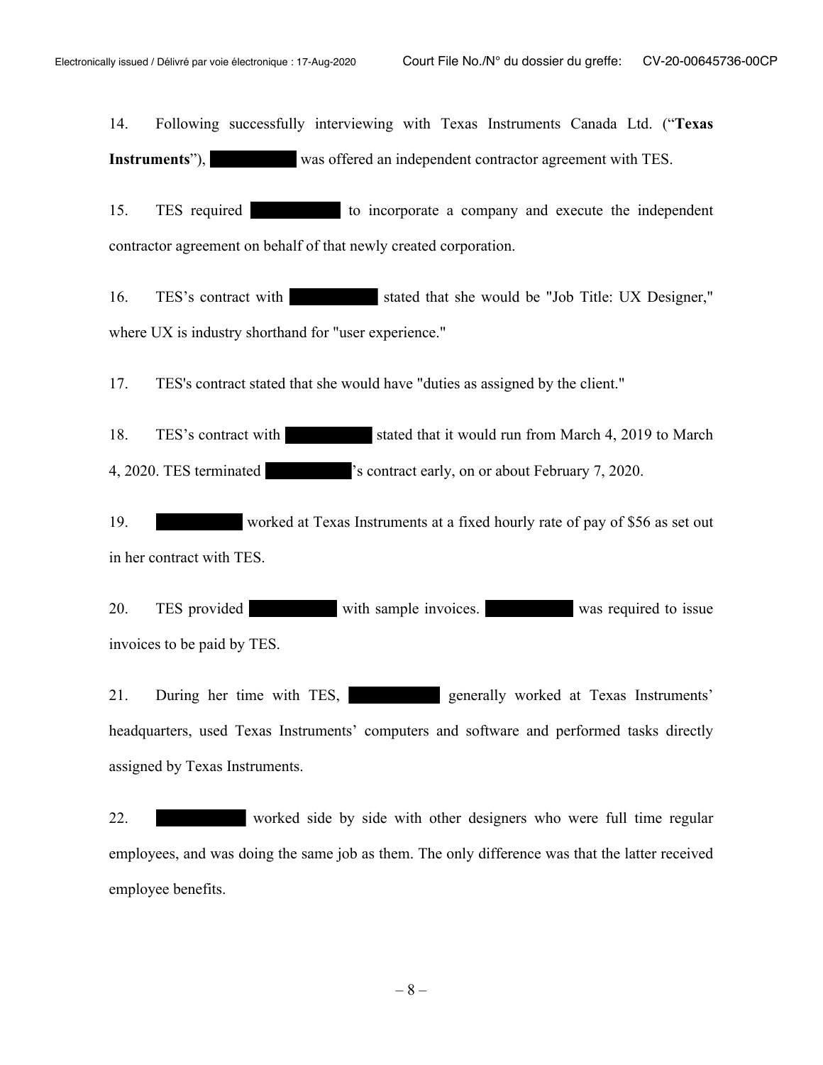14. Following successfully interviewing with Texas Instruments Canada Ltd. ("**Texas Instruments**"), [REDACTED] was offered an independent contractor agreement with TES.

15. TES required [REDACTED] to incorporate a company and execute the independent contractor agreement on behalf of that newly created corporation.

16. TES's contract with [REDACTED] stated that she would be "Job Title: UX Designer," where UX is industry shorthand for "user experience."

17. TES's contract stated that she would have "duties as assigned by the client."

18. TES's contract with [REDACTED] stated that it would run from March 4, 2019 to March 4, 2020. TES terminated [REDACTED]'s contract early, on or about February 7, 2020.

19. [REDACTED] worked at Texas Instruments at a fixed hourly rate of pay of $56 as set out in her contract with TES.

20. TES provided [REDACTED] with sample invoices. [REDACTED] was required to issue invoices to be paid by TES.

21. During her time with TES, [REDACTED] generally worked at Texas Instruments' headquarters, used Texas Instruments' computers and software and performed tasks directly assigned by Texas Instruments.

22. [REDACTED] worked side by side with other designers who were full time regular employees, and was doing the same job as them. The only difference was that the latter received employee benefits.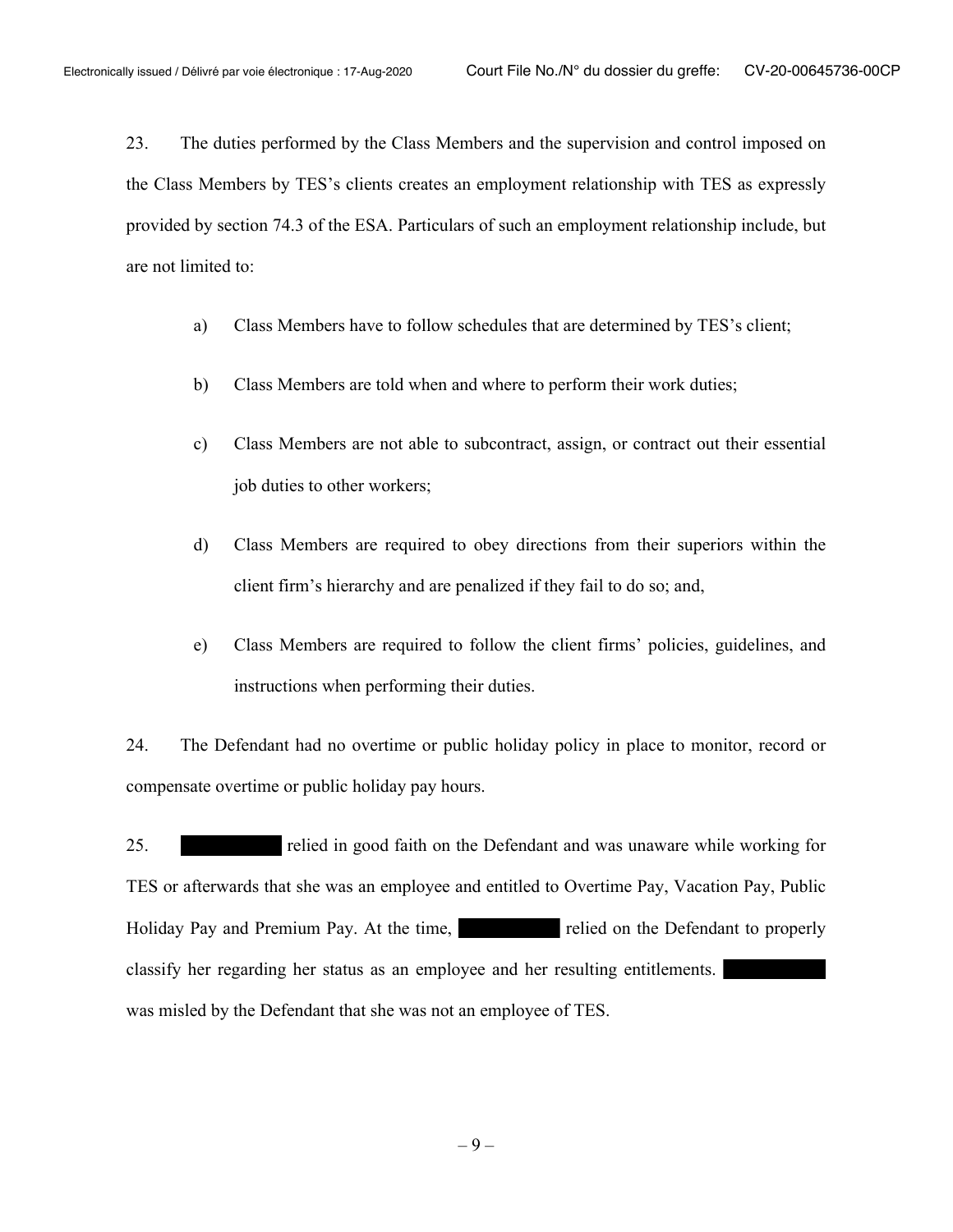23. The duties performed by the Class Members and the supervision and control imposed on the Class Members by TES's clients creates an employment relationship with TES as expressly provided by section 74.3 of the ESA. Particulars of such an employment relationship include, but are not limited to:

a) Class Members have to follow schedules that are determined by TES's client;

b) Class Members are told when and where to perform their work duties;

c) Class Members are not able to subcontract, assign, or contract out their essential job duties to other workers;

d) Class Members are required to obey directions from their superiors within the client firm's hierarchy and are penalized if they fail to do so; and,

e) Class Members are required to follow the client firms' policies, guidelines, and instructions when performing their duties.

24. The Defendant had no overtime or public holiday policy in place to monitor, record or compensate overtime or public holiday pay hours.

25. [REDACTED] relied in good faith on the Defendant and was unaware while working for TES or afterwards that she was an employee and entitled to Overtime Pay, Vacation Pay, Public Holiday Pay and Premium Pay. At the time, [REDACTED] relied on the Defendant to properly classify her regarding her status as an employee and her resulting entitlements. [REDACTED] was misled by the Defendant that she was not an employee of TES.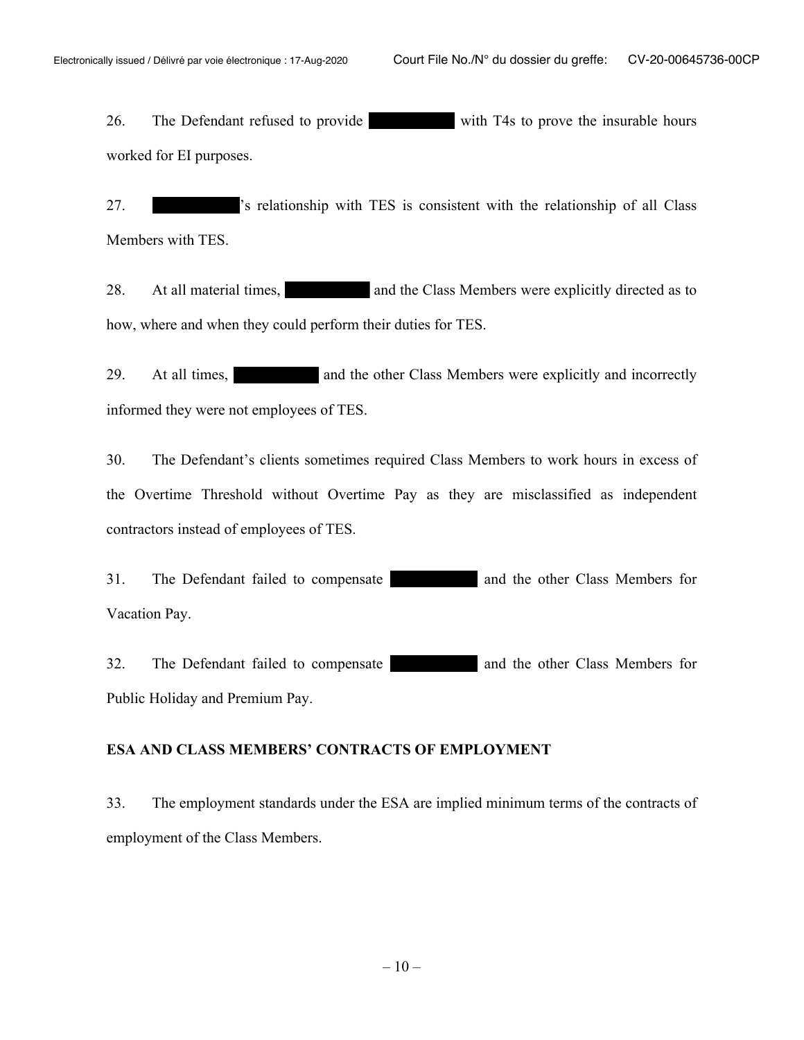26. The Defendant refused to provide ██████████ with T4s to prove the insurable hours worked for EI purposes.

27. ██████████'s relationship with TES is consistent with the relationship of all Class Members with TES.

28. At all material times, ██████████ and the Class Members were explicitly directed as to how, where and when they could perform their duties for TES.

29. At all times, ██████████ and the other Class Members were explicitly and incorrectly informed they were not employees of TES.

30. The Defendant's clients sometimes required Class Members to work hours in excess of the Overtime Threshold without Overtime Pay as they are misclassified as independent contractors instead of employees of TES.

31. The Defendant failed to compensate ██████████ and the other Class Members for Vacation Pay.

32. The Defendant failed to compensate ██████████ and the other Class Members for Public Holiday and Premium Pay.

**ESA AND CLASS MEMBERS' CONTRACTS OF EMPLOYMENT**

33. The employment standards under the ESA are implied minimum terms of the contracts of employment of the Class Members.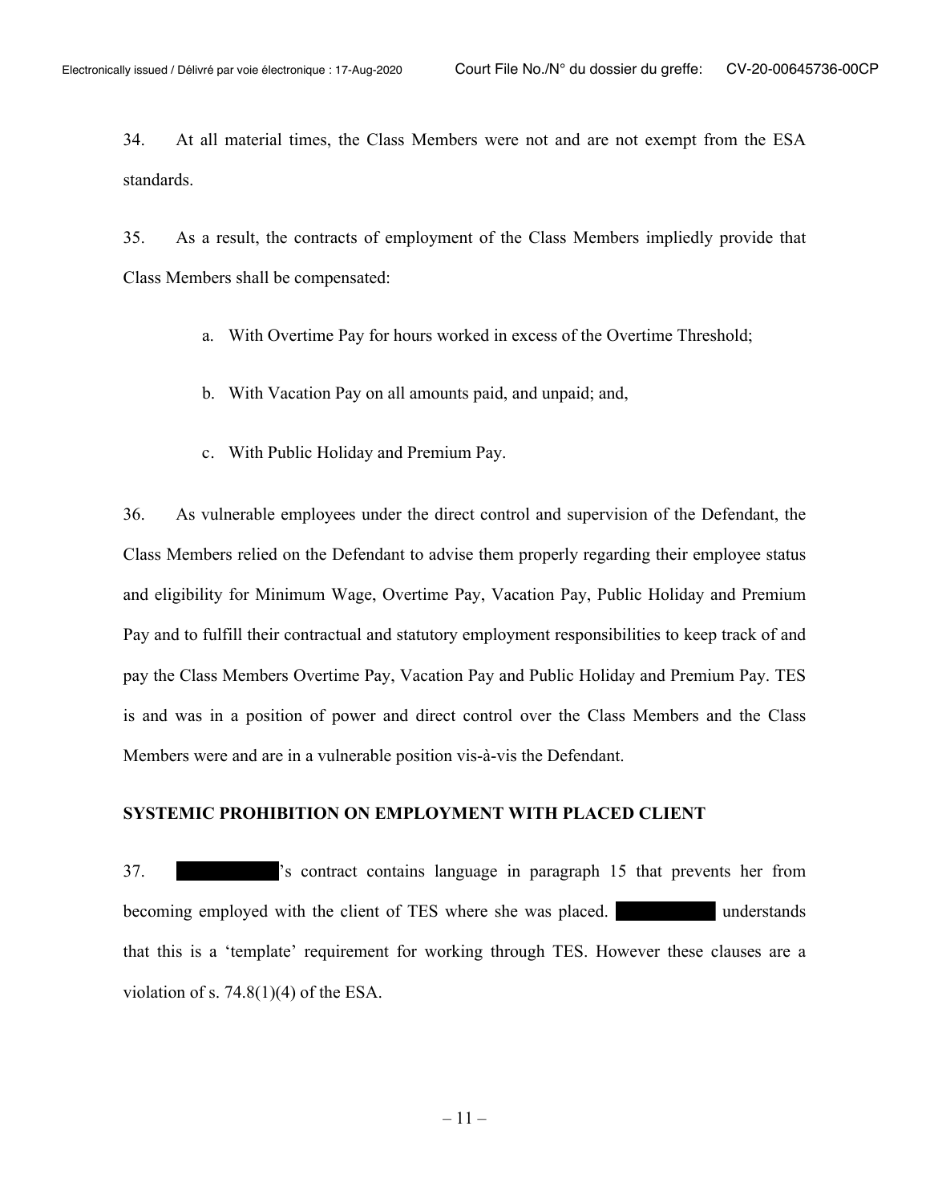34. At all material times, the Class Members were not and are not exempt from the ESA standards.

35. As a result, the contracts of employment of the Class Members impliedly provide that Class Members shall be compensated:

a. With Overtime Pay for hours worked in excess of the Overtime Threshold;

b. With Vacation Pay on all amounts paid, and unpaid; and,

c. With Public Holiday and Premium Pay.

36. As vulnerable employees under the direct control and supervision of the Defendant, the Class Members relied on the Defendant to advise them properly regarding their employee status and eligibility for Minimum Wage, Overtime Pay, Vacation Pay, Public Holiday and Premium Pay and to fulfill their contractual and statutory employment responsibilities to keep track of and pay the Class Members Overtime Pay, Vacation Pay and Public Holiday and Premium Pay. TES is and was in a position of power and direct control over the Class Members and the Class Members were and are in a vulnerable position vis-à-vis the Defendant.

**SYSTEMIC PROHIBITION ON EMPLOYMENT WITH PLACED CLIENT**

37. [REDACTED]'s contract contains language in paragraph 15 that prevents her from becoming employed with the client of TES where she was placed. [REDACTED] understands that this is a 'template' requirement for working through TES. However these clauses are a violation of s. 74.8(1)(4) of the ESA.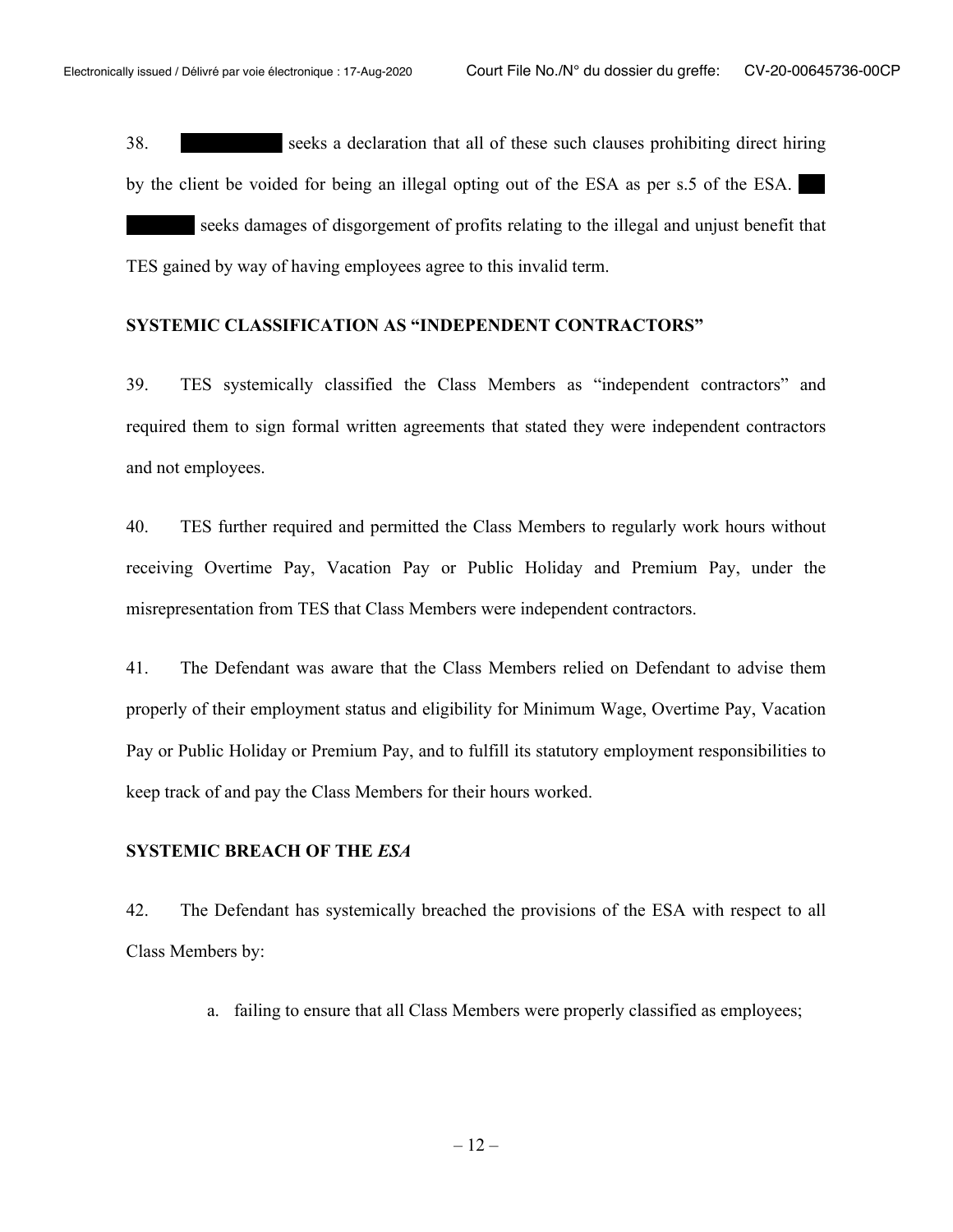38. ██████████ seeks a declaration that all of these such clauses prohibiting direct hiring by the client be voided for being an illegal opting out of the ESA as per s.5 of the ESA. ██████████ seeks damages of disgorgement of profits relating to the illegal and unjust benefit that TES gained by way of having employees agree to this invalid term.

## SYSTEMIC CLASSIFICATION AS "INDEPENDENT CONTRACTORS"

39. TES systemically classified the Class Members as "independent contractors" and required them to sign formal written agreements that stated they were independent contractors and not employees.

40. TES further required and permitted the Class Members to regularly work hours without receiving Overtime Pay, Vacation Pay or Public Holiday and Premium Pay, under the misrepresentation from TES that Class Members were independent contractors.

41. The Defendant was aware that the Class Members relied on Defendant to advise them properly of their employment status and eligibility for Minimum Wage, Overtime Pay, Vacation Pay or Public Holiday or Premium Pay, and to fulfill its statutory employment responsibilities to keep track of and pay the Class Members for their hours worked.

## SYSTEMIC BREACH OF THE *ESA*

42. The Defendant has systemically breached the provisions of the ESA with respect to all Class Members by:

a. failing to ensure that all Class Members were properly classified as employees;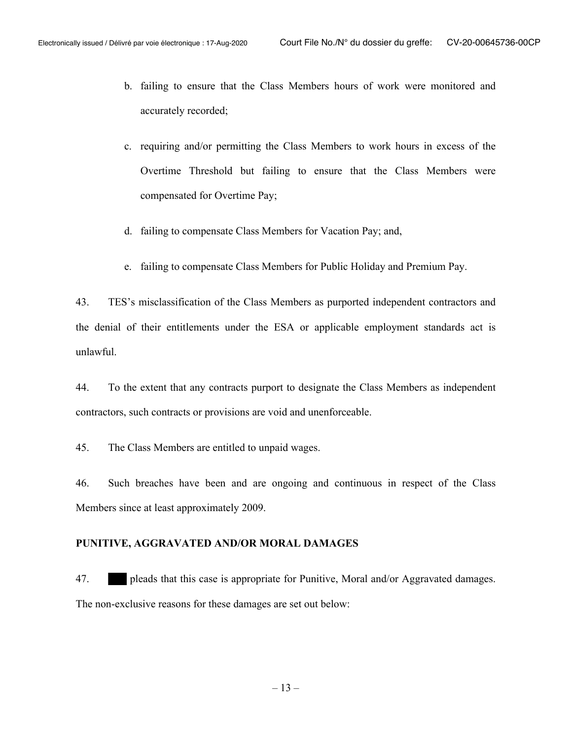b. failing to ensure that the Class Members hours of work were monitored and accurately recorded;

c. requiring and/or permitting the Class Members to work hours in excess of the Overtime Threshold but failing to ensure that the Class Members were compensated for Overtime Pay;

d. failing to compensate Class Members for Vacation Pay; and,

e. failing to compensate Class Members for Public Holiday and Premium Pay.

43. TES's misclassification of the Class Members as purported independent contractors and the denial of their entitlements under the ESA or applicable employment standards act is unlawful.

44. To the extent that any contracts purport to designate the Class Members as independent contractors, such contracts or provisions are void and unenforceable.

45. The Class Members are entitled to unpaid wages.

46. Such breaches have been and are ongoing and continuous in respect of the Class Members since at least approximately 2009.

**PUNITIVE, AGGRAVATED AND/OR MORAL DAMAGES**

47. ███ pleads that this case is appropriate for Punitive, Moral and/or Aggravated damages. The non-exclusive reasons for these damages are set out below: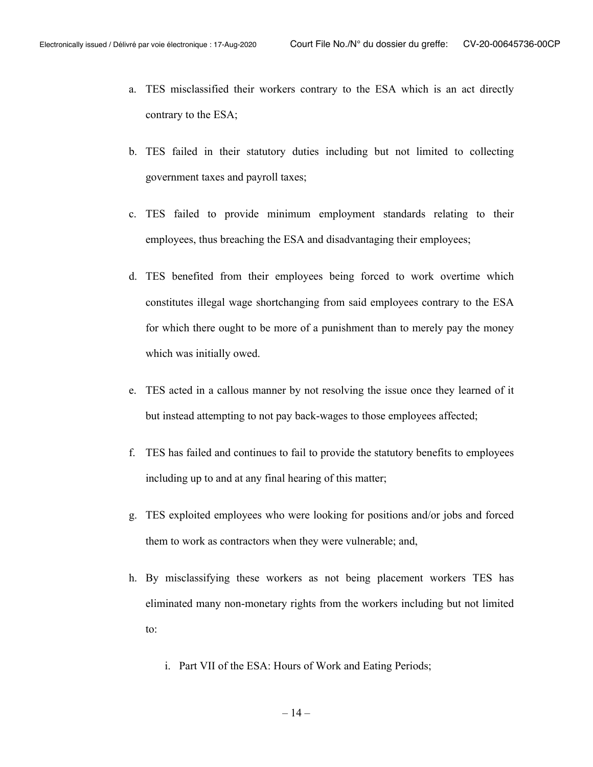a. TES misclassified their workers contrary to the ESA which is an act directly contrary to the ESA;

b. TES failed in their statutory duties including but not limited to collecting government taxes and payroll taxes;

c. TES failed to provide minimum employment standards relating to their employees, thus breaching the ESA and disadvantaging their employees;

d. TES benefited from their employees being forced to work overtime which constitutes illegal wage shortchanging from said employees contrary to the ESA for which there ought to be more of a punishment than to merely pay the money which was initially owed.

e. TES acted in a callous manner by not resolving the issue once they learned of it but instead attempting to not pay back-wages to those employees affected;

f. TES has failed and continues to fail to provide the statutory benefits to employees including up to and at any final hearing of this matter;

g. TES exploited employees who were looking for positions and/or jobs and forced them to work as contractors when they were vulnerable; and,

h. By misclassifying these workers as not being placement workers TES has eliminated many non-monetary rights from the workers including but not limited to:

   i. Part VII of the ESA: Hours of Work and Eating Periods;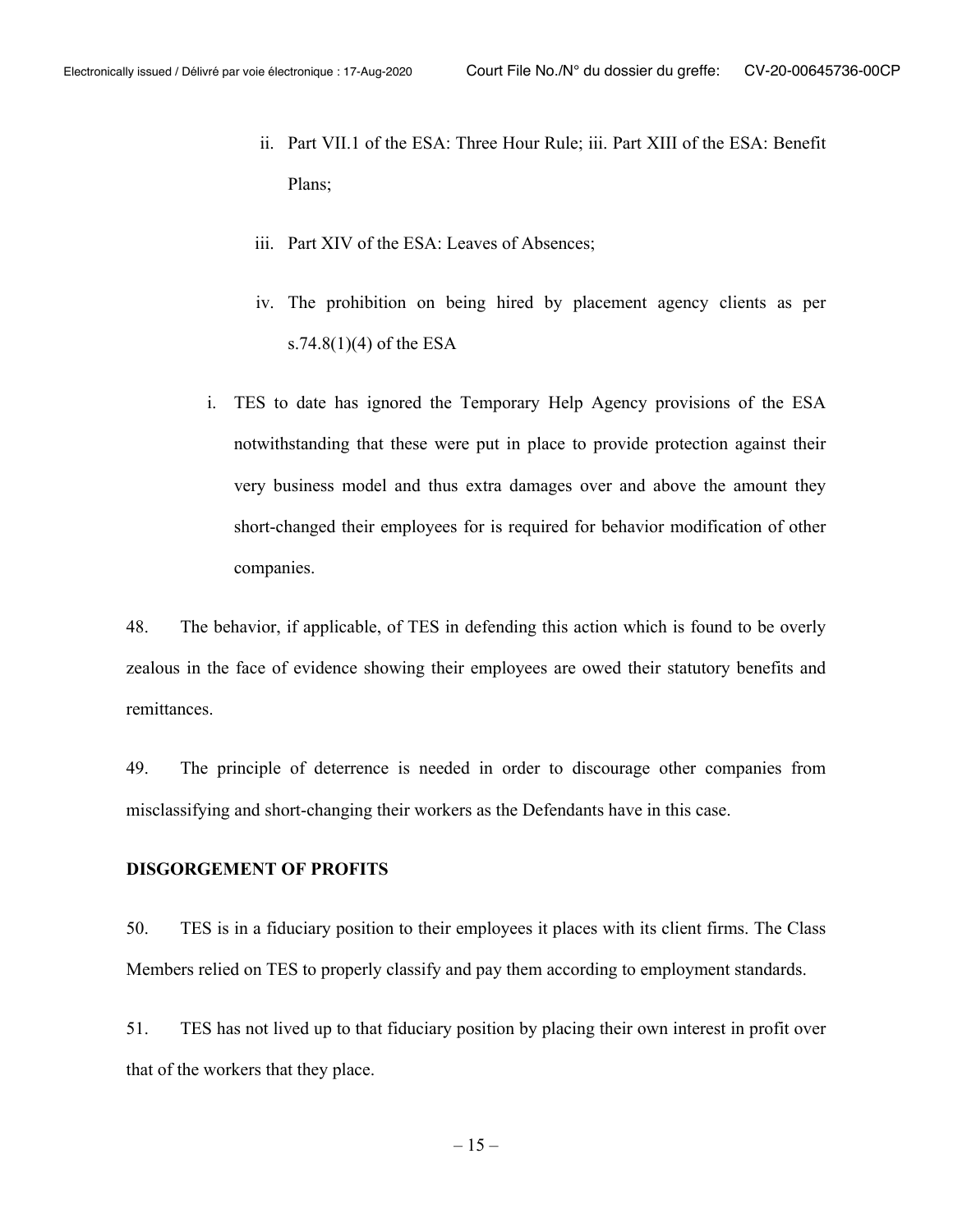ii. Part VII.1 of the ESA: Three Hour Rule; iii. Part XIII of the ESA: Benefit Plans;

iii. Part XIV of the ESA: Leaves of Absences;

iv. The prohibition on being hired by placement agency clients as per s.74.8(1)(4) of the ESA

i. TES to date has ignored the Temporary Help Agency provisions of the ESA notwithstanding that these were put in place to provide protection against their very business model and thus extra damages over and above the amount they short-changed their employees for is required for behavior modification of other companies.

48. The behavior, if applicable, of TES in defending this action which is found to be overly zealous in the face of evidence showing their employees are owed their statutory benefits and remittances.

49. The principle of deterrence is needed in order to discourage other companies from misclassifying and short-changing their workers as the Defendants have in this case.

**DISGORGEMENT OF PROFITS**

50. TES is in a fiduciary position to their employees it places with its client firms. The Class Members relied on TES to properly classify and pay them according to employment standards.

51. TES has not lived up to that fiduciary position by placing their own interest in profit over that of the workers that they place.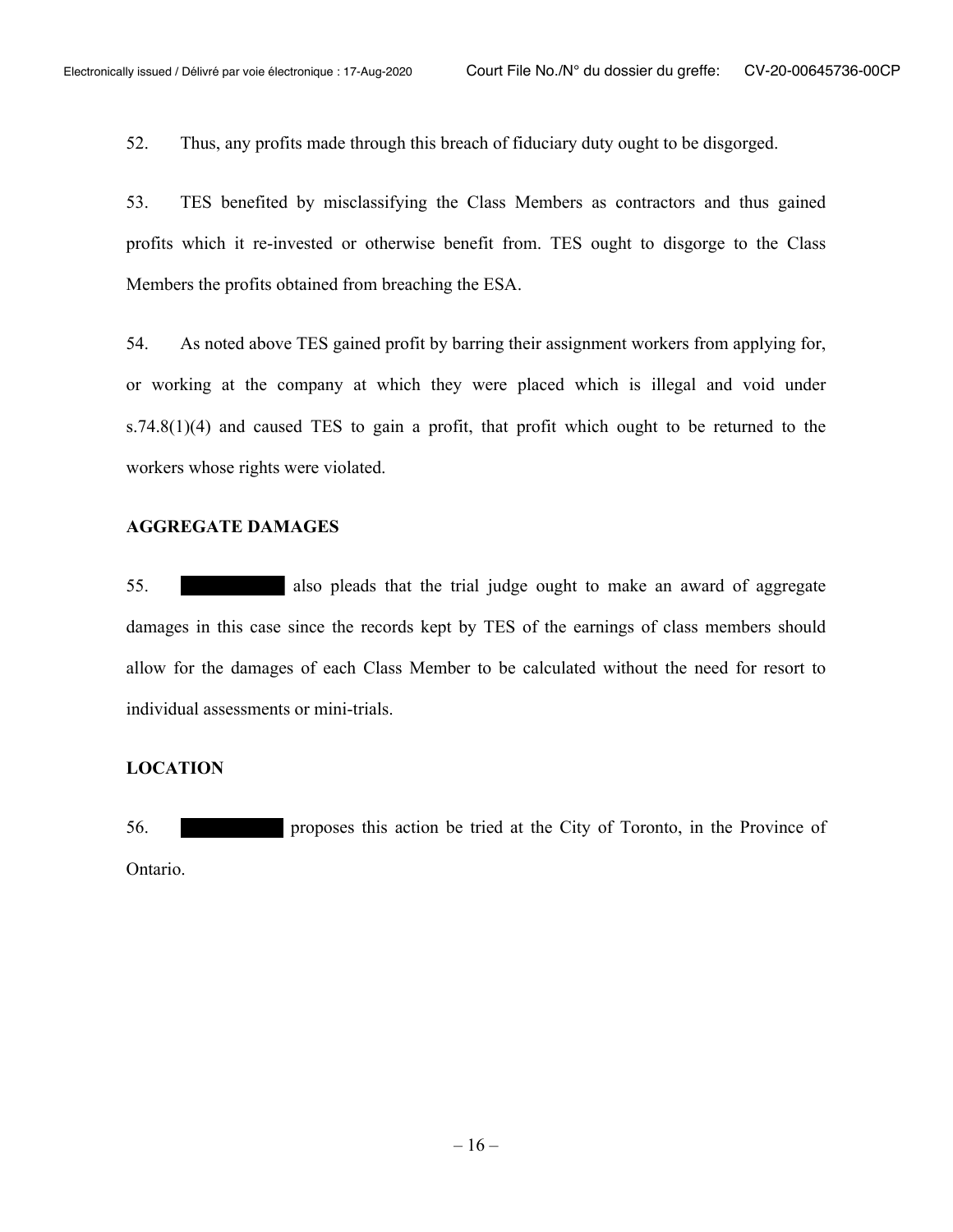52. Thus, any profits made through this breach of fiduciary duty ought to be disgorged.

53. TES benefited by misclassifying the Class Members as contractors and thus gained profits which it re-invested or otherwise benefit from. TES ought to disgorge to the Class Members the profits obtained from breaching the ESA.

54. As noted above TES gained profit by barring their assignment workers from applying for, or working at the company at which they were placed which is illegal and void under s.74.8(1)(4) and caused TES to gain a profit, that profit which ought to be returned to the workers whose rights were violated.

**AGGREGATE DAMAGES**

55. ██████████ also pleads that the trial judge ought to make an award of aggregate damages in this case since the records kept by TES of the earnings of class members should allow for the damages of each Class Member to be calculated without the need for resort to individual assessments or mini-trials.

**LOCATION**

56. ██████████ proposes this action be tried at the City of Toronto, in the Province of Ontario.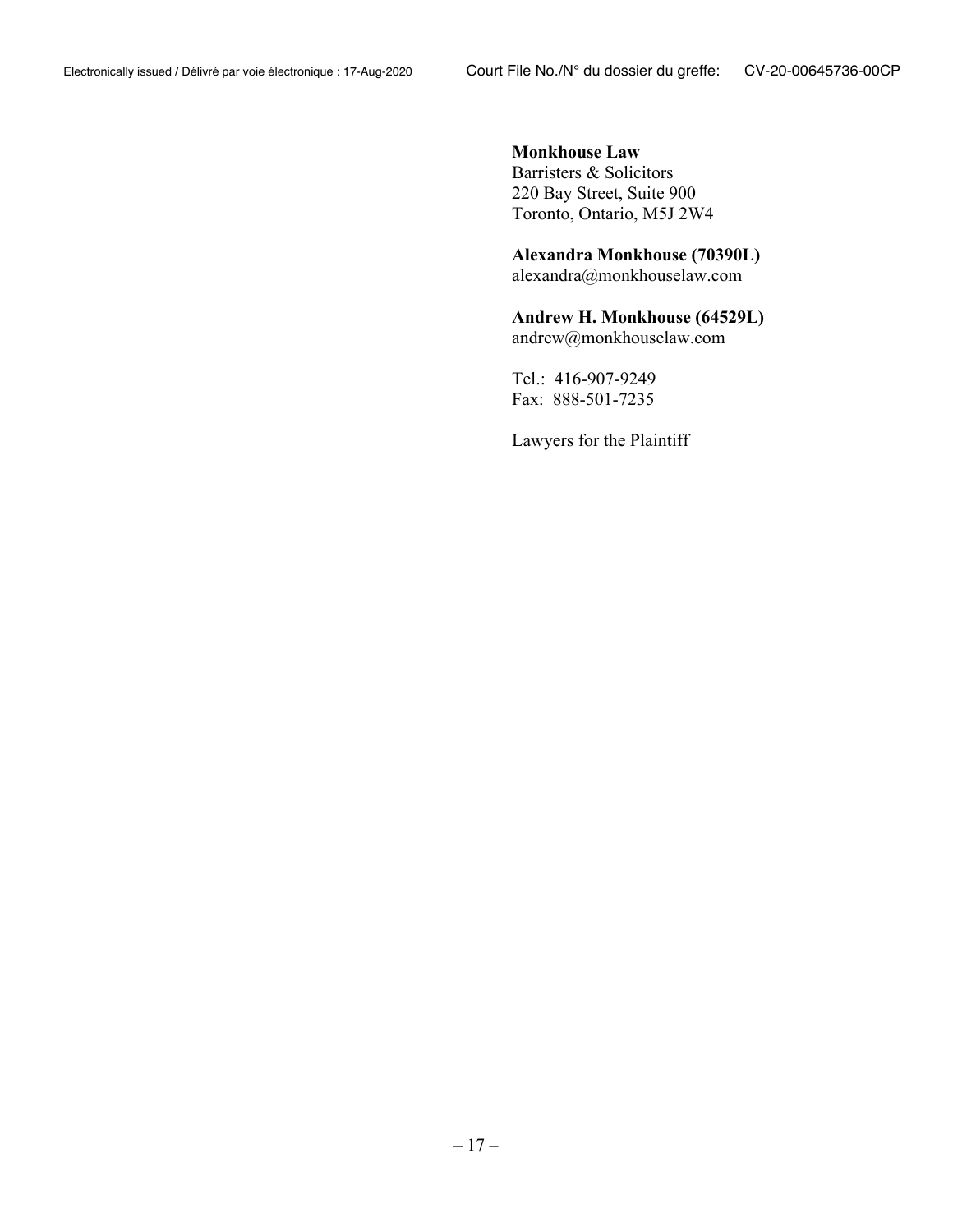**Monkhouse Law**
Barristers & Solicitors
220 Bay Street, Suite 900
Toronto, Ontario, M5J 2W4

**Alexandra Monkhouse (70390L)**
alexandra@monkhouselaw.com

**Andrew H. Monkhouse (64529L)**
andrew@monkhouselaw.com

Tel.: 416-907-9249
Fax: 888-501-7235

Lawyers for the Plaintiff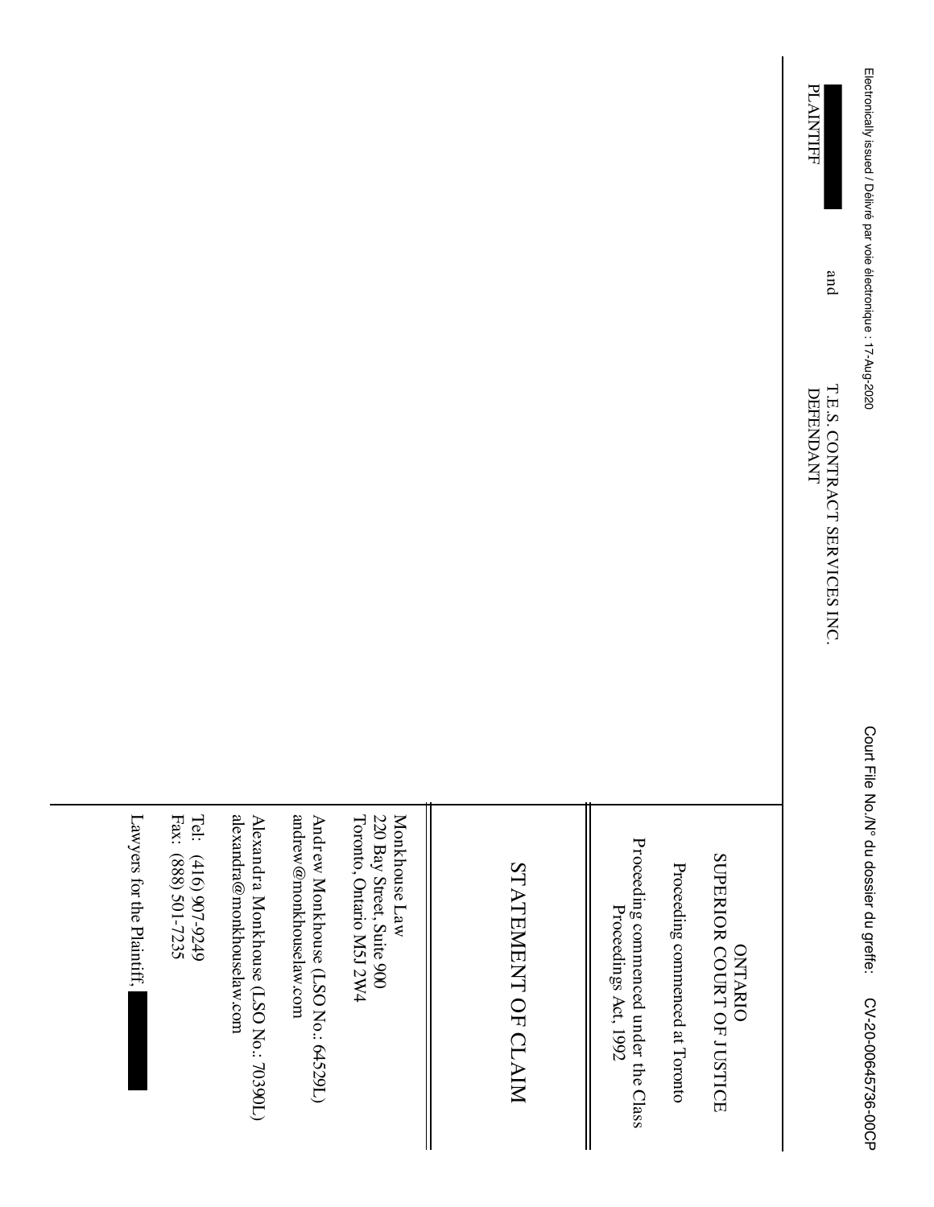Electronically issued / Délivré par voie électronique : 17-Aug-2020

Court File No./N° du dossier du greffe: CV-20-00645736-00CP

PLAINTIFF

and

T.E.S. CONTRACT SERVICES INC.
DEFENDANT

ONTARIO
SUPERIOR COURT OF JUSTICE

Proceeding commenced at Toronto

Proceeding commenced under the Class Proceedings Act, 1992

# STATEMENT OF CLAIM

Monkhouse Law
220 Bay Street, Suite 900
Toronto, Ontario M5J 2W4

Andrew Monkhouse (LSO No.: 64529L)
andrew@monkhouselaw.com

Alexandra Monkhouse (LSO No.: 70390L)
alexandra@monkhouselaw.com

Tel: (416) 907-9249
Fax: (888) 501-7235

Lawyers for the Plaintiff,